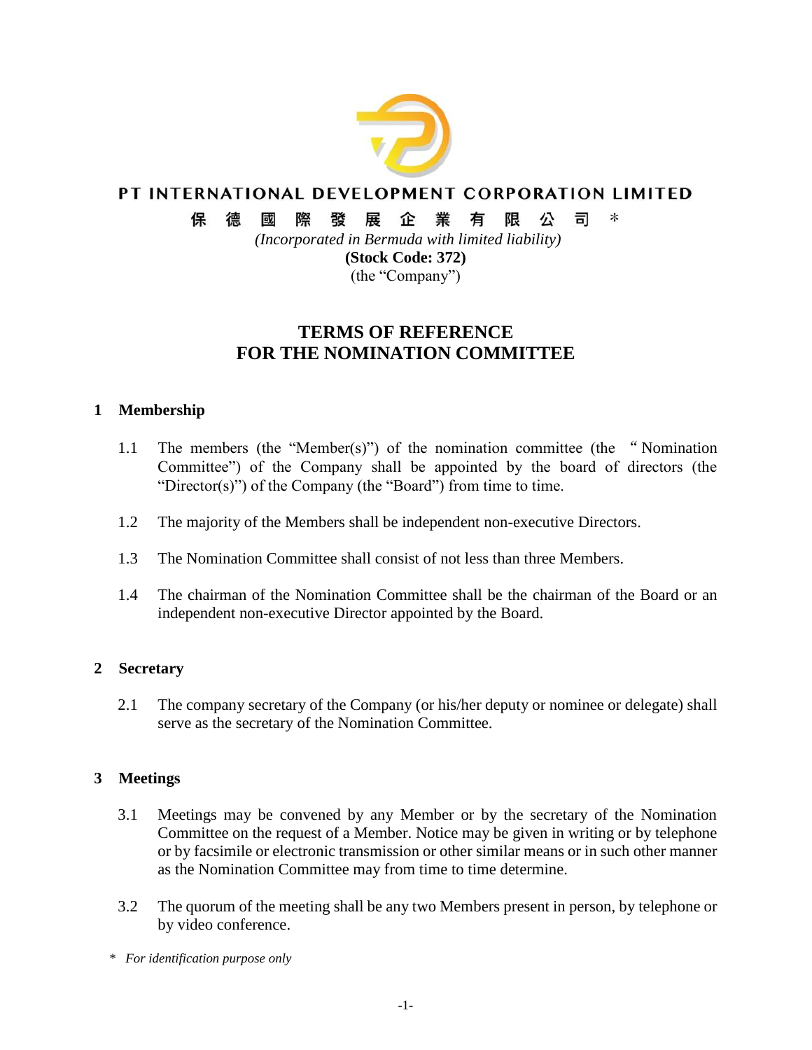# PT INTERNATIONAL DEVELOPMENT CORPORATION LIMITED

**保德國際發展企業有限公司** *

*(Incorporated in Bermuda with limited liability)*

**(Stock Code: 372)**

(the "Company")

## TERMS OF REFERENCE FOR THE NOMINATION COMMITTEE

### 1 Membership

1.1 The members (the "Member(s)") of the nomination committee (the "Nomination Committee") of the Company shall be appointed by the board of directors (the "Director(s)") of the Company (the "Board") from time to time.

1.2 The majority of the Members shall be independent non-executive Directors.

1.3 The Nomination Committee shall consist of not less than three Members.

1.4 The chairman of the Nomination Committee shall be the chairman of the Board or an independent non-executive Director appointed by the Board.

### 2 Secretary

2.1 The company secretary of the Company (or his/her deputy or nominee or delegate) shall serve as the secretary of the Nomination Committee.

### 3 Meetings

3.1 Meetings may be convened by any Member or by the secretary of the Nomination Committee on the request of a Member. Notice may be given in writing or by telephone or by facsimile or electronic transmission or other similar means or in such other manner as the Nomination Committee may from time to time determine.

3.2 The quorum of the meeting shall be any two Members present in person, by telephone or by video conference.

\* *For identification purpose only*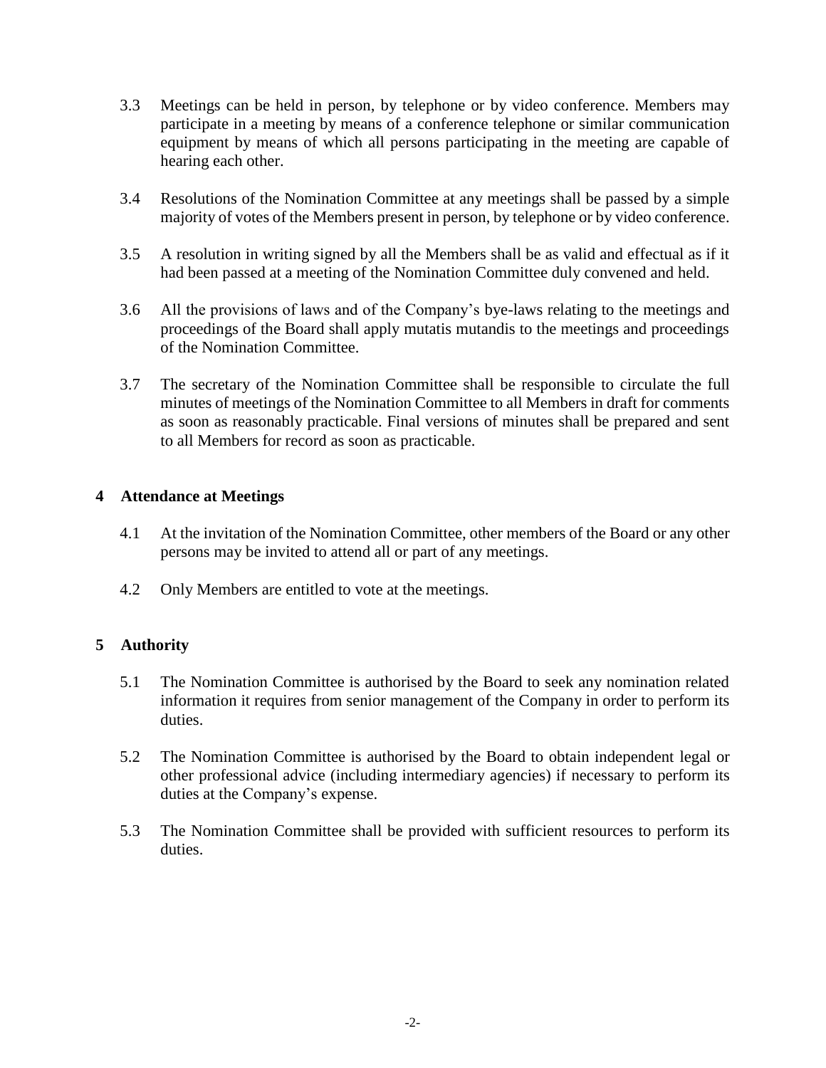3.3 Meetings can be held in person, by telephone or by video conference. Members may participate in a meeting by means of a conference telephone or similar communication equipment by means of which all persons participating in the meeting are capable of hearing each other.

3.4 Resolutions of the Nomination Committee at any meetings shall be passed by a simple majority of votes of the Members present in person, by telephone or by video conference.

3.5 A resolution in writing signed by all the Members shall be as valid and effectual as if it had been passed at a meeting of the Nomination Committee duly convened and held.

3.6 All the provisions of laws and of the Company's bye-laws relating to the meetings and proceedings of the Board shall apply mutatis mutandis to the meetings and proceedings of the Nomination Committee.

3.7 The secretary of the Nomination Committee shall be responsible to circulate the full minutes of meetings of the Nomination Committee to all Members in draft for comments as soon as reasonably practicable. Final versions of minutes shall be prepared and sent to all Members for record as soon as practicable.

## 4 Attendance at Meetings

4.1 At the invitation of the Nomination Committee, other members of the Board or any other persons may be invited to attend all or part of any meetings.

4.2 Only Members are entitled to vote at the meetings.

## 5 Authority

5.1 The Nomination Committee is authorised by the Board to seek any nomination related information it requires from senior management of the Company in order to perform its duties.

5.2 The Nomination Committee is authorised by the Board to obtain independent legal or other professional advice (including intermediary agencies) if necessary to perform its duties at the Company's expense.

5.3 The Nomination Committee shall be provided with sufficient resources to perform its duties.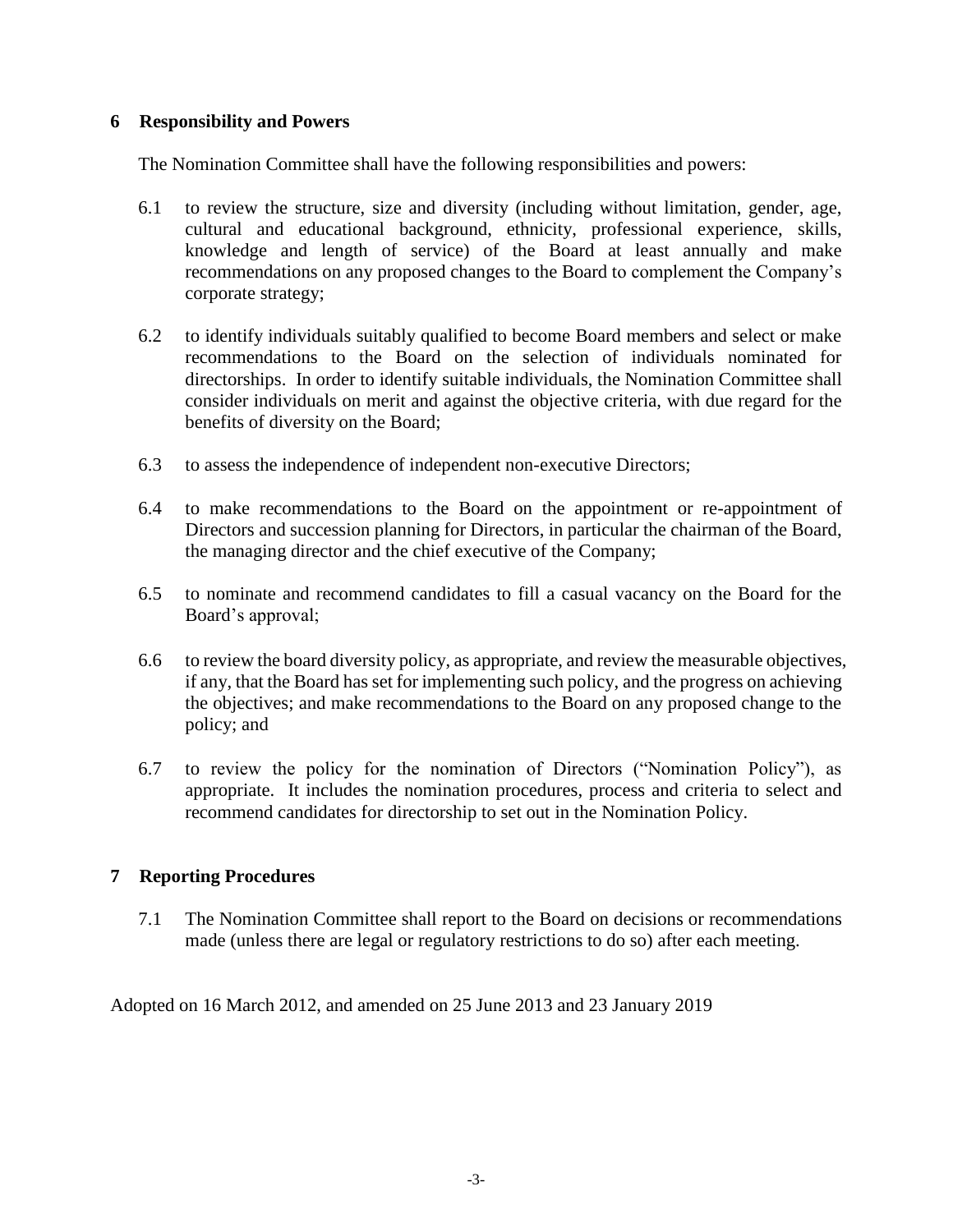## 6 Responsibility and Powers

The Nomination Committee shall have the following responsibilities and powers:

6.1 to review the structure, size and diversity (including without limitation, gender, age, cultural and educational background, ethnicity, professional experience, skills, knowledge and length of service) of the Board at least annually and make recommendations on any proposed changes to the Board to complement the Company's corporate strategy;

6.2 to identify individuals suitably qualified to become Board members and select or make recommendations to the Board on the selection of individuals nominated for directorships. In order to identify suitable individuals, the Nomination Committee shall consider individuals on merit and against the objective criteria, with due regard for the benefits of diversity on the Board;

6.3 to assess the independence of independent non-executive Directors;

6.4 to make recommendations to the Board on the appointment or re-appointment of Directors and succession planning for Directors, in particular the chairman of the Board, the managing director and the chief executive of the Company;

6.5 to nominate and recommend candidates to fill a casual vacancy on the Board for the Board's approval;

6.6 to review the board diversity policy, as appropriate, and review the measurable objectives, if any, that the Board has set for implementing such policy, and the progress on achieving the objectives; and make recommendations to the Board on any proposed change to the policy; and

6.7 to review the policy for the nomination of Directors ("Nomination Policy"), as appropriate. It includes the nomination procedures, process and criteria to select and recommend candidates for directorship to set out in the Nomination Policy.

## 7 Reporting Procedures

7.1 The Nomination Committee shall report to the Board on decisions or recommendations made (unless there are legal or regulatory restrictions to do so) after each meeting.

Adopted on 16 March 2012, and amended on 25 June 2013 and 23 January 2019